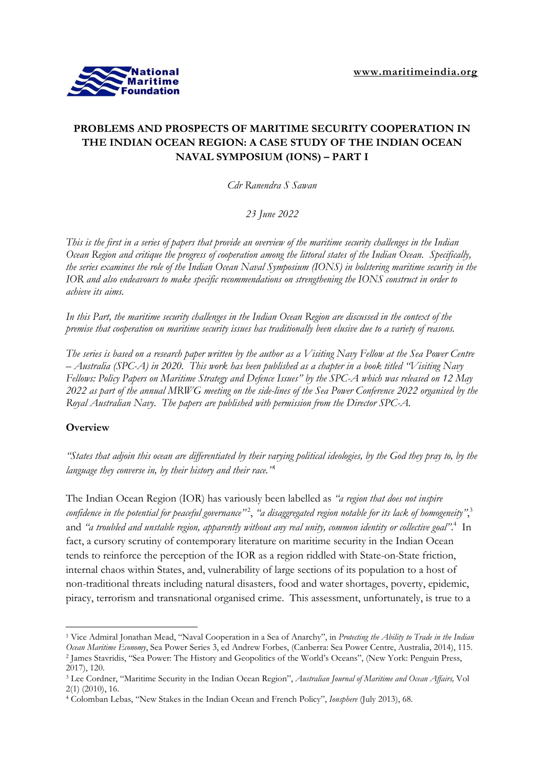# PROBLEMS AND PROSPECTS OF MARITIME SECURITY COOPERATION IN THE INDIAN OCEAN REGION: A CASE STUDY OF THE INDIAN OCEAN NAVAL SYMPOSIUM (IONS) – PART I

*Cdr Ranendra S Sawan*

*23 June 2022*

*This is the first in a series of papers that provide an overview of the maritime security challenges in the Indian Ocean Region and critique the progress of cooperation among the littoral states of the Indian Ocean. Specifically, the series examines the role of the Indian Ocean Naval Symposium (IONS) in bolstering maritime security in the IOR and also endeavours to make specific recommendations on strengthening the IONS construct in order to achieve its aims.*

*In this Part, the maritime security challenges in the Indian Ocean Region are discussed in the context of the premise that cooperation on maritime security issues has traditionally been elusive due to a variety of reasons.*

*The series is based on a research paper written by the author as a Visiting Navy Fellow at the Sea Power Centre – Australia (SPC-A) in 2020. This work has been published as a chapter in a book titled "Visiting Navy Fellows: Policy Papers on Maritime Strategy and Defence Issues" by the SPC-A which was released on 12 May 2022 as part of the annual MRWG meeting on the side-lines of the Sea Power Conference 2022 organised by the Royal Australian Navy. The papers are published with permission from the Director SPC-A.*

## Overview

*"States that adjoin this ocean are differentiated by their varying political ideologies, by the God they pray to, by the language they converse in, by their history and their race."*[1]

The Indian Ocean Region (IOR) has variously been labelled as *"a region that does not inspire confidence in the potential for peaceful governance"*[2], *"a disaggregated region notable for its lack of homogeneity"*,[3] and *"a troubled and unstable region, apparently without any real unity, common identity or collective goal"*.[4] In fact, a cursory scrutiny of contemporary literature on maritime security in the Indian Ocean tends to reinforce the perception of the IOR as a region riddled with State-on-State friction, internal chaos within States, and, vulnerability of large sections of its population to a host of non-traditional threats including natural disasters, food and water shortages, poverty, epidemic, piracy, terrorism and transnational organised crime. This assessment, unfortunately, is true to a

---

[1] Vice Admiral Jonathan Mead, "Naval Cooperation in a Sea of Anarchy", in *Protecting the Ability to Trade in the Indian Ocean Maritime Economy*, Sea Power Series 3, ed Andrew Forbes, (Canberra: Sea Power Centre, Australia, 2014), 115.

[2] James Stavridis, "Sea Power: The History and Geopolitics of the World's Oceans", (New York: Penguin Press, 2017), 120.

[3] Lee Cordner, "Maritime Security in the Indian Ocean Region", *Australian Journal of Maritime and Ocean Affairs,* Vol 2(1) (2010), 16.

[4] Colomban Lebas, "New Stakes in the Indian Ocean and French Policy", *Ionsphere* (July 2013), 68.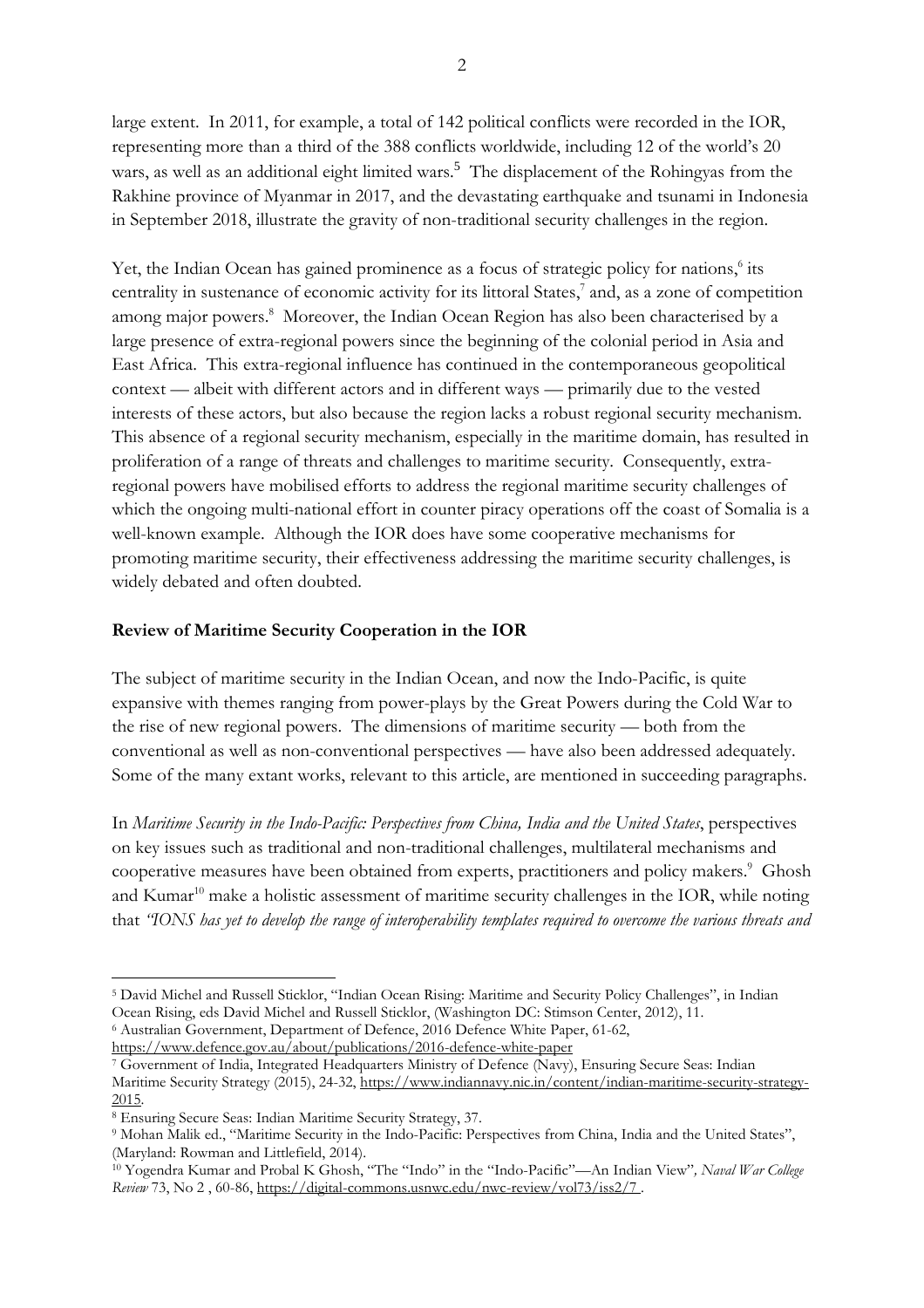large extent. In 2011, for example, a total of 142 political conflicts were recorded in the IOR, representing more than a third of the 388 conflicts worldwide, including 12 of the world's 20 wars, as well as an additional eight limited wars.[5] The displacement of the Rohingyas from the Rakhine province of Myanmar in 2017, and the devastating earthquake and tsunami in Indonesia in September 2018, illustrate the gravity of non-traditional security challenges in the region.

Yet, the Indian Ocean has gained prominence as a focus of strategic policy for nations,[6] its centrality in sustenance of economic activity for its littoral States,[7] and, as a zone of competition among major powers.[8] Moreover, the Indian Ocean Region has also been characterised by a large presence of extra-regional powers since the beginning of the colonial period in Asia and East Africa. This extra-regional influence has continued in the contemporaneous geopolitical context — albeit with different actors and in different ways — primarily due to the vested interests of these actors, but also because the region lacks a robust regional security mechanism. This absence of a regional security mechanism, especially in the maritime domain, has resulted in proliferation of a range of threats and challenges to maritime security. Consequently, extra-regional powers have mobilised efforts to address the regional maritime security challenges of which the ongoing multi-national effort in counter piracy operations off the coast of Somalia is a well-known example. Although the IOR does have some cooperative mechanisms for promoting maritime security, their effectiveness addressing the maritime security challenges, is widely debated and often doubted.

**Review of Maritime Security Cooperation in the IOR**

The subject of maritime security in the Indian Ocean, and now the Indo-Pacific, is quite expansive with themes ranging from power-plays by the Great Powers during the Cold War to the rise of new regional powers. The dimensions of maritime security — both from the conventional as well as non-conventional perspectives — have also been addressed adequately. Some of the many extant works, relevant to this article, are mentioned in succeeding paragraphs.

In *Maritime Security in the Indo-Pacific: Perspectives from China, India and the United States*, perspectives on key issues such as traditional and non-traditional challenges, multilateral mechanisms and cooperative measures have been obtained from experts, practitioners and policy makers.[9] Ghosh and Kumar[10] make a holistic assessment of maritime security challenges in the IOR, while noting that *"IONS has yet to develop the range of interoperability templates required to overcome the various threats and*

---

[5] David Michel and Russell Sticklor, "Indian Ocean Rising: Maritime and Security Policy Challenges", in Indian Ocean Rising, eds David Michel and Russell Sticklor, (Washington DC: Stimson Center, 2012), 11.

[6] Australian Government, Department of Defence, 2016 Defence White Paper, 61-62, https://www.defence.gov.au/about/publications/2016-defence-white-paper

[7] Government of India, Integrated Headquarters Ministry of Defence (Navy), Ensuring Secure Seas: Indian Maritime Security Strategy (2015), 24-32, https://www.indiannavy.nic.in/content/indian-maritime-security-strategy-2015.

[8] Ensuring Secure Seas: Indian Maritime Security Strategy, 37.

[9] Mohan Malik ed., "Maritime Security in the Indo-Pacific: Perspectives from China, India and the United States", (Maryland: Rowman and Littlefield, 2014).

[10] Yogendra Kumar and Probal K Ghosh, "The "Indo" in the "Indo-Pacific"—An Indian View", *Naval War College Review* 73, No 2 , 60-86, https://digital-commons.usnwc.edu/nwc-review/vol73/iss2/7 .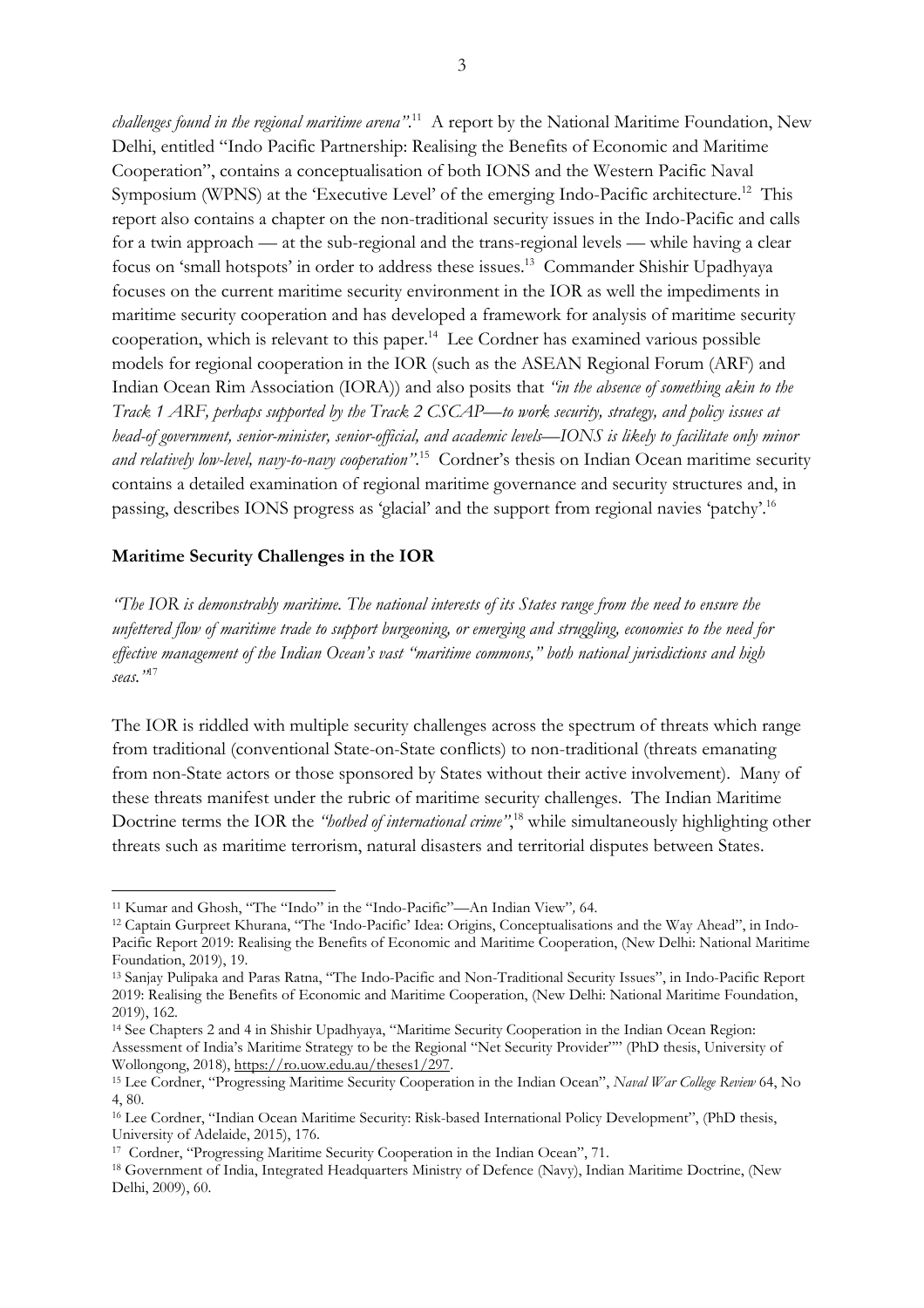*challenges found in the regional maritime arena"*.[11] A report by the National Maritime Foundation, New Delhi, entitled "Indo Pacific Partnership: Realising the Benefits of Economic and Maritime Cooperation", contains a conceptualisation of both IONS and the Western Pacific Naval Symposium (WPNS) at the 'Executive Level' of the emerging Indo-Pacific architecture.[12] This report also contains a chapter on the non-traditional security issues in the Indo-Pacific and calls for a twin approach — at the sub-regional and the trans-regional levels — while having a clear focus on 'small hotspots' in order to address these issues.[13] Commander Shishir Upadhyaya focuses on the current maritime security environment in the IOR as well the impediments in maritime security cooperation and has developed a framework for analysis of maritime security cooperation, which is relevant to this paper.[14] Lee Cordner has examined various possible models for regional cooperation in the IOR (such as the ASEAN Regional Forum (ARF) and Indian Ocean Rim Association (IORA)) and also posits that *"in the absence of something akin to the Track 1 ARF, perhaps supported by the Track 2 CSCAP—to work security, strategy, and policy issues at head-of government, senior-minister, senior-official, and academic levels—IONS is likely to facilitate only minor and relatively low-level, navy-to-navy cooperation"*.[15] Cordner's thesis on Indian Ocean maritime security contains a detailed examination of regional maritime governance and security structures and, in passing, describes IONS progress as 'glacial' and the support from regional navies 'patchy'.[16]

**Maritime Security Challenges in the IOR**

*"The IOR is demonstrably maritime. The national interests of its States range from the need to ensure the unfettered flow of maritime trade to support burgeoning, or emerging and struggling, economies to the need for effective management of the Indian Ocean's vast "maritime commons," both national jurisdictions and high seas."*[17]

The IOR is riddled with multiple security challenges across the spectrum of threats which range from traditional (conventional State-on-State conflicts) to non-traditional (threats emanating from non-State actors or those sponsored by States without their active involvement). Many of these threats manifest under the rubric of maritime security challenges. The Indian Maritime Doctrine terms the IOR the *"hotbed of international crime"*,[18] while simultaneously highlighting other threats such as maritime terrorism, natural disasters and territorial disputes between States.

---

[11] Kumar and Ghosh, "The "Indo" in the "Indo-Pacific"—An Indian View", 64.

[12] Captain Gurpreet Khurana, "The 'Indo-Pacific' Idea: Origins, Conceptualisations and the Way Ahead", in Indo-Pacific Report 2019: Realising the Benefits of Economic and Maritime Cooperation, (New Delhi: National Maritime Foundation, 2019), 19.

[13] Sanjay Pulipaka and Paras Ratna, "The Indo-Pacific and Non-Traditional Security Issues", in Indo-Pacific Report 2019: Realising the Benefits of Economic and Maritime Cooperation, (New Delhi: National Maritime Foundation, 2019), 162.

[14] See Chapters 2 and 4 in Shishir Upadhyaya, "Maritime Security Cooperation in the Indian Ocean Region: Assessment of India's Maritime Strategy to be the Regional "Net Security Provider"" (PhD thesis, University of Wollongong, 2018), https://ro.uow.edu.au/theses1/297.

[15] Lee Cordner, "Progressing Maritime Security Cooperation in the Indian Ocean", *Naval War College Review* 64, No 4, 80.

[16] Lee Cordner, "Indian Ocean Maritime Security: Risk-based International Policy Development", (PhD thesis, University of Adelaide, 2015), 176.

[17] Cordner, "Progressing Maritime Security Cooperation in the Indian Ocean", 71.

[18] Government of India, Integrated Headquarters Ministry of Defence (Navy), Indian Maritime Doctrine, (New Delhi, 2009), 60.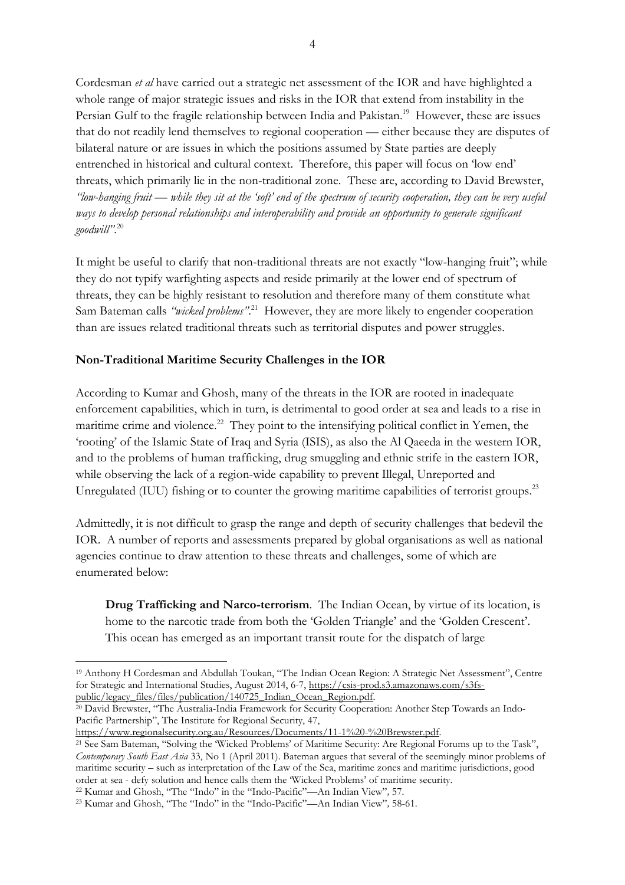Cordesman *et al* have carried out a strategic net assessment of the IOR and have highlighted a whole range of major strategic issues and risks in the IOR that extend from instability in the Persian Gulf to the fragile relationship between India and Pakistan.[19] However, these are issues that do not readily lend themselves to regional cooperation — either because they are disputes of bilateral nature or are issues in which the positions assumed by State parties are deeply entrenched in historical and cultural context. Therefore, this paper will focus on 'low end' threats, which primarily lie in the non-traditional zone. These are, according to David Brewster, *"low-hanging fruit — while they sit at the 'soft' end of the spectrum of security cooperation, they can be very useful ways to develop personal relationships and interoperability and provide an opportunity to generate significant goodwill"*.[20]

It might be useful to clarify that non-traditional threats are not exactly "low-hanging fruit"; while they do not typify warfighting aspects and reside primarily at the lower end of spectrum of threats, they can be highly resistant to resolution and therefore many of them constitute what Sam Bateman calls *"wicked problems"*.[21] However, they are more likely to engender cooperation than are issues related traditional threats such as territorial disputes and power struggles.

**Non-Traditional Maritime Security Challenges in the IOR**

According to Kumar and Ghosh, many of the threats in the IOR are rooted in inadequate enforcement capabilities, which in turn, is detrimental to good order at sea and leads to a rise in maritime crime and violence.[22] They point to the intensifying political conflict in Yemen, the 'rooting' of the Islamic State of Iraq and Syria (ISIS), as also the Al Qaeeda in the western IOR, and to the problems of human trafficking, drug smuggling and ethnic strife in the eastern IOR, while observing the lack of a region-wide capability to prevent Illegal, Unreported and Unregulated (IUU) fishing or to counter the growing maritime capabilities of terrorist groups.[23]

Admittedly, it is not difficult to grasp the range and depth of security challenges that bedevil the IOR. A number of reports and assessments prepared by global organisations as well as national agencies continue to draw attention to these threats and challenges, some of which are enumerated below:

**Drug Trafficking and Narco-terrorism**. The Indian Ocean, by virtue of its location, is home to the narcotic trade from both the 'Golden Triangle' and the 'Golden Crescent'. This ocean has emerged as an important transit route for the dispatch of large

---

[19] Anthony H Cordesman and Abdullah Toukan, "The Indian Ocean Region: A Strategic Net Assessment", Centre for Strategic and International Studies, August 2014, 6-7, https://csis-prod.s3.amazonaws.com/s3fs-public/legacy_files/files/publication/140725_Indian_Ocean_Region.pdf.

[20] David Brewster, "The Australia-India Framework for Security Cooperation: Another Step Towards an Indo-Pacific Partnership", The Institute for Regional Security, 47, https://www.regionalsecurity.org.au/Resources/Documents/11-1%20-%20Brewster.pdf.

[21] See Sam Bateman, "Solving the 'Wicked Problems' of Maritime Security: Are Regional Forums up to the Task", *Contemporary South East Asia* 33, No 1 (April 2011). Bateman argues that several of the seemingly minor problems of maritime security – such as interpretation of the Law of the Sea, maritime zones and maritime jurisdictions, good order at sea - defy solution and hence calls them the 'Wicked Problems' of maritime security.

[22] Kumar and Ghosh, "The "Indo" in the "Indo-Pacific"—An Indian View", 57.

[23] Kumar and Ghosh, "The "Indo" in the "Indo-Pacific"—An Indian View", 58-61.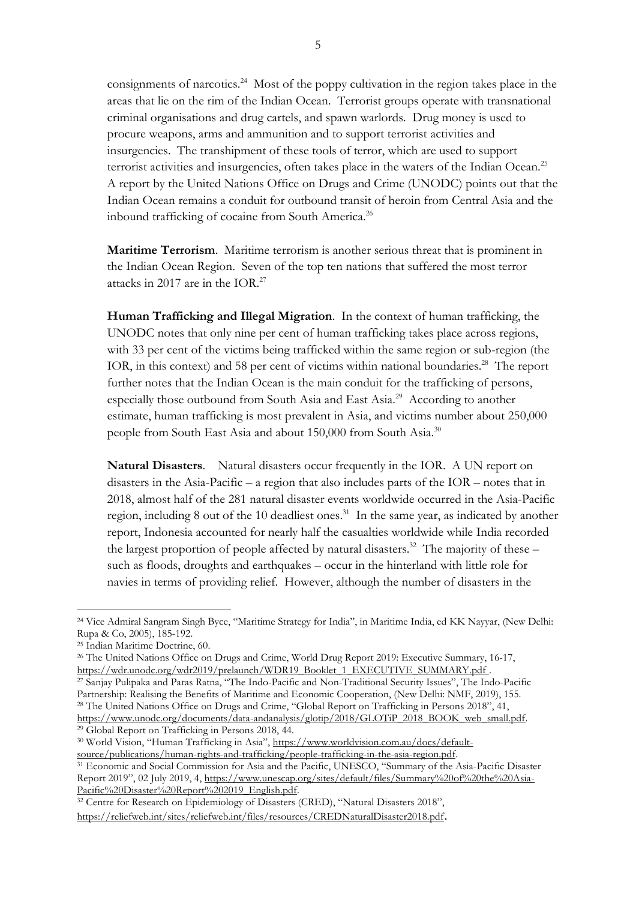consignments of narcotics.[24] Most of the poppy cultivation in the region takes place in the areas that lie on the rim of the Indian Ocean. Terrorist groups operate with transnational criminal organisations and drug cartels, and spawn warlords. Drug money is used to procure weapons, arms and ammunition and to support terrorist activities and insurgencies. The transhipment of these tools of terror, which are used to support terrorist activities and insurgencies, often takes place in the waters of the Indian Ocean.[25] A report by the United Nations Office on Drugs and Crime (UNODC) points out that the Indian Ocean remains a conduit for outbound transit of heroin from Central Asia and the inbound trafficking of cocaine from South America.[26]

**Maritime Terrorism**. Maritime terrorism is another serious threat that is prominent in the Indian Ocean Region. Seven of the top ten nations that suffered the most terror attacks in 2017 are in the IOR.[27]

**Human Trafficking and Illegal Migration**. In the context of human trafficking, the UNODC notes that only nine per cent of human trafficking takes place across regions, with 33 per cent of the victims being trafficked within the same region or sub-region (the IOR, in this context) and 58 per cent of victims within national boundaries.[28] The report further notes that the Indian Ocean is the main conduit for the trafficking of persons, especially those outbound from South Asia and East Asia.[29] According to another estimate, human trafficking is most prevalent in Asia, and victims number about 250,000 people from South East Asia and about 150,000 from South Asia.[30]

**Natural Disasters**. Natural disasters occur frequently in the IOR. A UN report on disasters in the Asia-Pacific – a region that also includes parts of the IOR – notes that in 2018, almost half of the 281 natural disaster events worldwide occurred in the Asia-Pacific region, including 8 out of the 10 deadliest ones.[31] In the same year, as indicated by another report, Indonesia accounted for nearly half the casualties worldwide while India recorded the largest proportion of people affected by natural disasters.[32] The majority of these – such as floods, droughts and earthquakes – occur in the hinterland with little role for navies in terms of providing relief. However, although the number of disasters in the

---

[24] Vice Admiral Sangram Singh Byce, "Maritime Strategy for India", in Maritime India, ed KK Nayyar, (New Delhi: Rupa & Co, 2005), 185-192.

[25] Indian Maritime Doctrine, 60.

[26] The United Nations Office on Drugs and Crime, World Drug Report 2019: Executive Summary, 16-17, https://wdr.unodc.org/wdr2019/prelaunch/WDR19_Booklet_1_EXECUTIVE_SUMMARY.pdf .

[27] Sanjay Pulipaka and Paras Ratna, "The Indo-Pacific and Non-Traditional Security Issues", The Indo-Pacific Partnership: Realising the Benefits of Maritime and Economic Cooperation, (New Delhi: NMF, 2019), 155.

[28] The United Nations Office on Drugs and Crime, "Global Report on Trafficking in Persons 2018", 41, https://www.unodc.org/documents/data-andanalysis/glotip/2018/GLOTiP_2018_BOOK_web_small.pdf.

[29] Global Report on Trafficking in Persons 2018, 44.

[30] World Vision, "Human Trafficking in Asia", https://www.worldvision.com.au/docs/default-source/publications/human-rights-and-trafficking/people-trafficking-in-the-asia-region.pdf.

[31] Economic and Social Commission for Asia and the Pacific, UNESCO, "Summary of the Asia-Pacific Disaster Report 2019", 02 July 2019, 4, https://www.unescap.org/sites/default/files/Summary%20of%20the%20Asia-Pacific%20Disaster%20Report%202019_English.pdf.

[32] Centre for Research on Epidemiology of Disasters (CRED), "Natural Disasters 2018", https://reliefweb.int/sites/reliefweb.int/files/resources/CREDNaturalDisaster2018.pdf.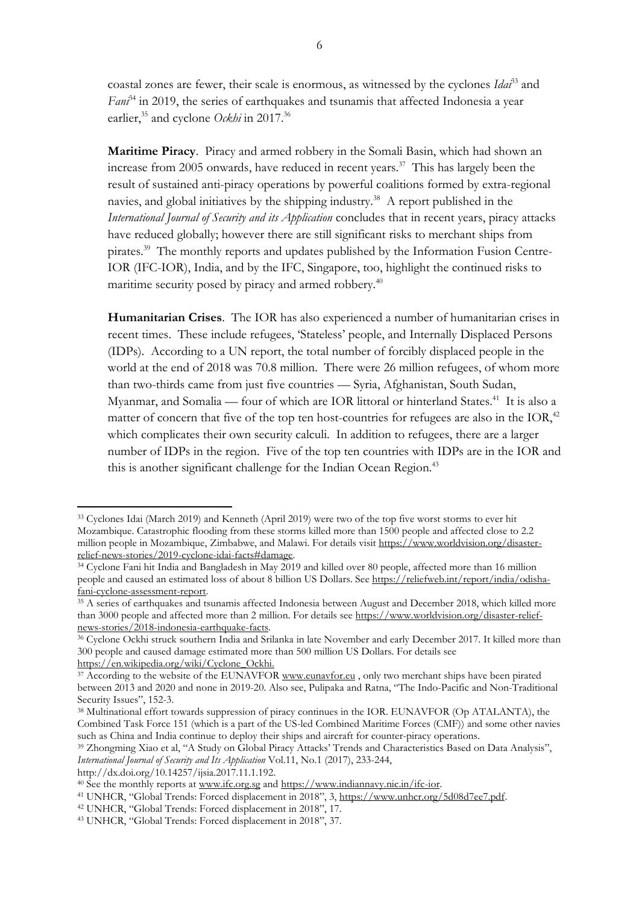coastal zones are fewer, their scale is enormous, as witnessed by the cyclones *Idai*[33] and *Fani*[34] in 2019, the series of earthquakes and tsunamis that affected Indonesia a year earlier,[35] and cyclone *Ockhi* in 2017.[36]

**Maritime Piracy**. Piracy and armed robbery in the Somali Basin, which had shown an increase from 2005 onwards, have reduced in recent years.[37] This has largely been the result of sustained anti-piracy operations by powerful coalitions formed by extra-regional navies, and global initiatives by the shipping industry.[38] A report published in the *International Journal of Security and its Application* concludes that in recent years, piracy attacks have reduced globally; however there are still significant risks to merchant ships from pirates.[39] The monthly reports and updates published by the Information Fusion Centre-IOR (IFC-IOR), India, and by the IFC, Singapore, too, highlight the continued risks to maritime security posed by piracy and armed robbery.[40]

**Humanitarian Crises**. The IOR has also experienced a number of humanitarian crises in recent times. These include refugees, 'Stateless' people, and Internally Displaced Persons (IDPs). According to a UN report, the total number of forcibly displaced people in the world at the end of 2018 was 70.8 million. There were 26 million refugees, of whom more than two-thirds came from just five countries — Syria, Afghanistan, South Sudan, Myanmar, and Somalia — four of which are IOR littoral or hinterland States.[41] It is also a matter of concern that five of the top ten host-countries for refugees are also in the IOR,[42] which complicates their own security calculi. In addition to refugees, there are a larger number of IDPs in the region. Five of the top ten countries with IDPs are in the IOR and this is another significant challenge for the Indian Ocean Region.[43]

---

[33] Cyclones Idai (March 2019) and Kenneth (April 2019) were two of the top five worst storms to ever hit Mozambique. Catastrophic flooding from these storms killed more than 1500 people and affected close to 2.2 million people in Mozambique, Zimbabwe, and Malawi. For details visit https://www.worldvision.org/disaster-relief-news-stories/2019-cyclone-idai-facts#damage.

[34] Cyclone Fani hit India and Bangladesh in May 2019 and killed over 80 people, affected more than 16 million people and caused an estimated loss of about 8 billion US Dollars. See https://reliefweb.int/report/india/odisha-fani-cyclone-assessment-report.

[35] A series of earthquakes and tsunamis affected Indonesia between August and December 2018, which killed more than 3000 people and affected more than 2 million. For details see https://www.worldvision.org/disaster-relief-news-stories/2018-indonesia-earthquake-facts.

[36] Cyclone Ockhi struck southern India and Srilanka in late November and early December 2017. It killed more than 300 people and caused damage estimated more than 500 million US Dollars. For details see https://en.wikipedia.org/wiki/Cyclone_Ockhi.

[37] According to the website of the EUNAVFOR www.eunavfor.eu , only two merchant ships have been pirated between 2013 and 2020 and none in 2019-20. Also see, Pulipaka and Ratna, "The Indo-Pacific and Non-Traditional Security Issues", 152-3.

[38] Multinational effort towards suppression of piracy continues in the IOR. EUNAVFOR (Op ATALANTA), the Combined Task Force 151 (which is a part of the US-led Combined Maritime Forces (CMF)) and some other navies such as China and India continue to deploy their ships and aircraft for counter-piracy operations.

[39] Zhongming Xiao et al, "A Study on Global Piracy Attacks' Trends and Characteristics Based on Data Analysis", *International Journal of Security and Its Application* Vol.11, No.1 (2017), 233-244, http://dx.doi.org/10.14257/ijsia.2017.11.1.192.

[40] See the monthly reports at www.ifc.org.sg and https://www.indiannavy.nic.in/ifc-ior.

[41] UNHCR, "Global Trends: Forced displacement in 2018", 3, https://www.unhcr.org/5d08d7ee7.pdf.

[42] UNHCR, "Global Trends: Forced displacement in 2018", 17.

[43] UNHCR, "Global Trends: Forced displacement in 2018", 37.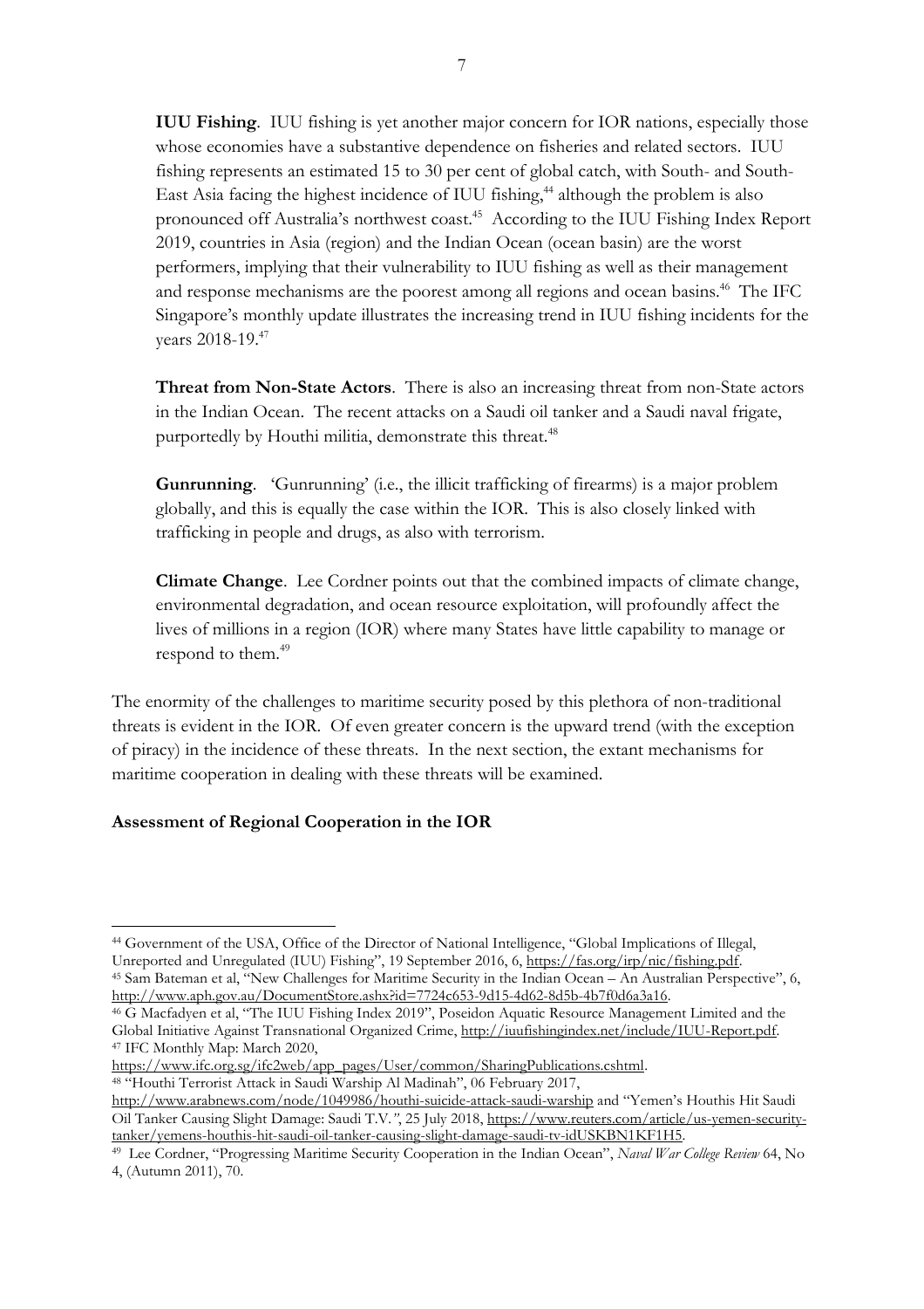**IUU Fishing**. IUU fishing is yet another major concern for IOR nations, especially those whose economies have a substantive dependence on fisheries and related sectors. IUU fishing represents an estimated 15 to 30 per cent of global catch, with South- and South-East Asia facing the highest incidence of IUU fishing,[44] although the problem is also pronounced off Australia's northwest coast.[45] According to the IUU Fishing Index Report 2019, countries in Asia (region) and the Indian Ocean (ocean basin) are the worst performers, implying that their vulnerability to IUU fishing as well as their management and response mechanisms are the poorest among all regions and ocean basins.[46] The IFC Singapore's monthly update illustrates the increasing trend in IUU fishing incidents for the years 2018-19.[47]

**Threat from Non-State Actors**. There is also an increasing threat from non-State actors in the Indian Ocean. The recent attacks on a Saudi oil tanker and a Saudi naval frigate, purportedly by Houthi militia, demonstrate this threat.[48]

**Gunrunning**. 'Gunrunning' (i.e., the illicit trafficking of firearms) is a major problem globally, and this is equally the case within the IOR. This is also closely linked with trafficking in people and drugs, as also with terrorism.

**Climate Change**. Lee Cordner points out that the combined impacts of climate change, environmental degradation, and ocean resource exploitation, will profoundly affect the lives of millions in a region (IOR) where many States have little capability to manage or respond to them.[49]

The enormity of the challenges to maritime security posed by this plethora of non-traditional threats is evident in the IOR. Of even greater concern is the upward trend (with the exception of piracy) in the incidence of these threats. In the next section, the extant mechanisms for maritime cooperation in dealing with these threats will be examined.

**Assessment of Regional Cooperation in the IOR**

---

[44] Government of the USA, Office of the Director of National Intelligence, "Global Implications of Illegal, Unreported and Unregulated (IUU) Fishing", 19 September 2016, 6, https://fas.org/irp/nic/fishing.pdf.

[45] Sam Bateman et al, "New Challenges for Maritime Security in the Indian Ocean – An Australian Perspective", 6, http://www.aph.gov.au/DocumentStore.ashx?id=7724c653-9d15-4d62-8d5b-4b7f0d6a3a16.

[46] G Macfadyen et al, "The IUU Fishing Index 2019", Poseidon Aquatic Resource Management Limited and the Global Initiative Against Transnational Organized Crime, http://iuufishingindex.net/include/IUU-Report.pdf.

[47] IFC Monthly Map: March 2020, https://www.ifc.org.sg/ifc2web/app_pages/User/common/SharingPublications.cshtml.

[48] "Houthi Terrorist Attack in Saudi Warship Al Madinah", 06 February 2017, http://www.arabnews.com/node/1049986/houthi-suicide-attack-saudi-warship and "Yemen's Houthis Hit Saudi Oil Tanker Causing Slight Damage: Saudi T.V.", 25 July 2018, https://www.reuters.com/article/us-yemen-security-tanker/yemens-houthis-hit-saudi-oil-tanker-causing-slight-damage-saudi-tv-idUSKBN1KF1H5.

[49] Lee Cordner, "Progressing Maritime Security Cooperation in the Indian Ocean", *Naval War College Review* 64, No 4, (Autumn 2011), 70.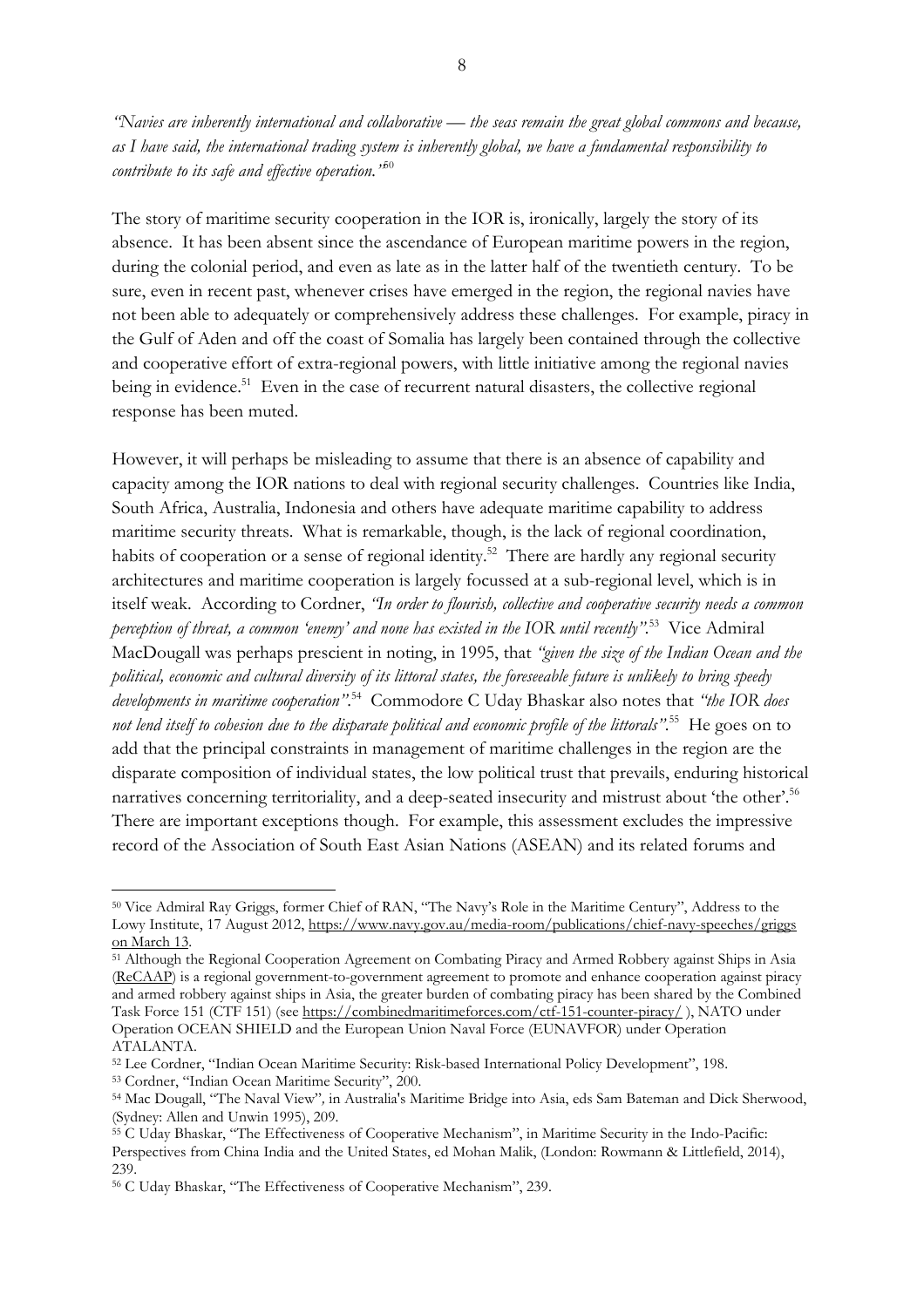*"Navies are inherently international and collaborative — the seas remain the great global commons and because, as I have said, the international trading system is inherently global, we have a fundamental responsibility to contribute to its safe and effective operation."*[50]

The story of maritime security cooperation in the IOR is, ironically, largely the story of its absence. It has been absent since the ascendance of European maritime powers in the region, during the colonial period, and even as late as in the latter half of the twentieth century. To be sure, even in recent past, whenever crises have emerged in the region, the regional navies have not been able to adequately or comprehensively address these challenges. For example, piracy in the Gulf of Aden and off the coast of Somalia has largely been contained through the collective and cooperative effort of extra-regional powers, with little initiative among the regional navies being in evidence.[51] Even in the case of recurrent natural disasters, the collective regional response has been muted.

However, it will perhaps be misleading to assume that there is an absence of capability and capacity among the IOR nations to deal with regional security challenges. Countries like India, South Africa, Australia, Indonesia and others have adequate maritime capability to address maritime security threats. What is remarkable, though, is the lack of regional coordination, habits of cooperation or a sense of regional identity.[52] There are hardly any regional security architectures and maritime cooperation is largely focussed at a sub-regional level, which is in itself weak. According to Cordner, *"In order to flourish, collective and cooperative security needs a common perception of threat, a common 'enemy' and none has existed in the IOR until recently"*.[53] Vice Admiral MacDougall was perhaps prescient in noting, in 1995, that *"given the size of the Indian Ocean and the political, economic and cultural diversity of its littoral states, the foreseeable future is unlikely to bring speedy developments in maritime cooperation"*.[54] Commodore C Uday Bhaskar also notes that *"the IOR does not lend itself to cohesion due to the disparate political and economic profile of the littorals"*.[55] He goes on to add that the principal constraints in management of maritime challenges in the region are the disparate composition of individual states, the low political trust that prevails, enduring historical narratives concerning territoriality, and a deep-seated insecurity and mistrust about 'the other'.[56] There are important exceptions though. For example, this assessment excludes the impressive record of the Association of South East Asian Nations (ASEAN) and its related forums and

---

[50] Vice Admiral Ray Griggs, former Chief of RAN, "The Navy's Role in the Maritime Century", Address to the Lowy Institute, 17 August 2012, https://www.navy.gov.au/media-room/publications/chief-navy-speeches/griggs on March 13.

[51] Although the Regional Cooperation Agreement on Combating Piracy and Armed Robbery against Ships in Asia (ReCAAP) is a regional government-to-government agreement to promote and enhance cooperation against piracy and armed robbery against ships in Asia, the greater burden of combating piracy has been shared by the Combined Task Force 151 (CTF 151) (see https://combinedmaritimeforces.com/ctf-151-counter-piracy/ ), NATO under Operation OCEAN SHIELD and the European Union Naval Force (EUNAVFOR) under Operation ATALANTA.

[52] Lee Cordner, "Indian Ocean Maritime Security: Risk-based International Policy Development", 198.

[53] Cordner, "Indian Ocean Maritime Security", 200.

[54] Mac Dougall, "The Naval View", in Australia's Maritime Bridge into Asia, eds Sam Bateman and Dick Sherwood, (Sydney: Allen and Unwin 1995), 209.

[55] C Uday Bhaskar, "The Effectiveness of Cooperative Mechanism", in Maritime Security in the Indo-Pacific: Perspectives from China India and the United States, ed Mohan Malik, (London: Rowmann & Littlefield, 2014), 239.

[56] C Uday Bhaskar, "The Effectiveness of Cooperative Mechanism", 239.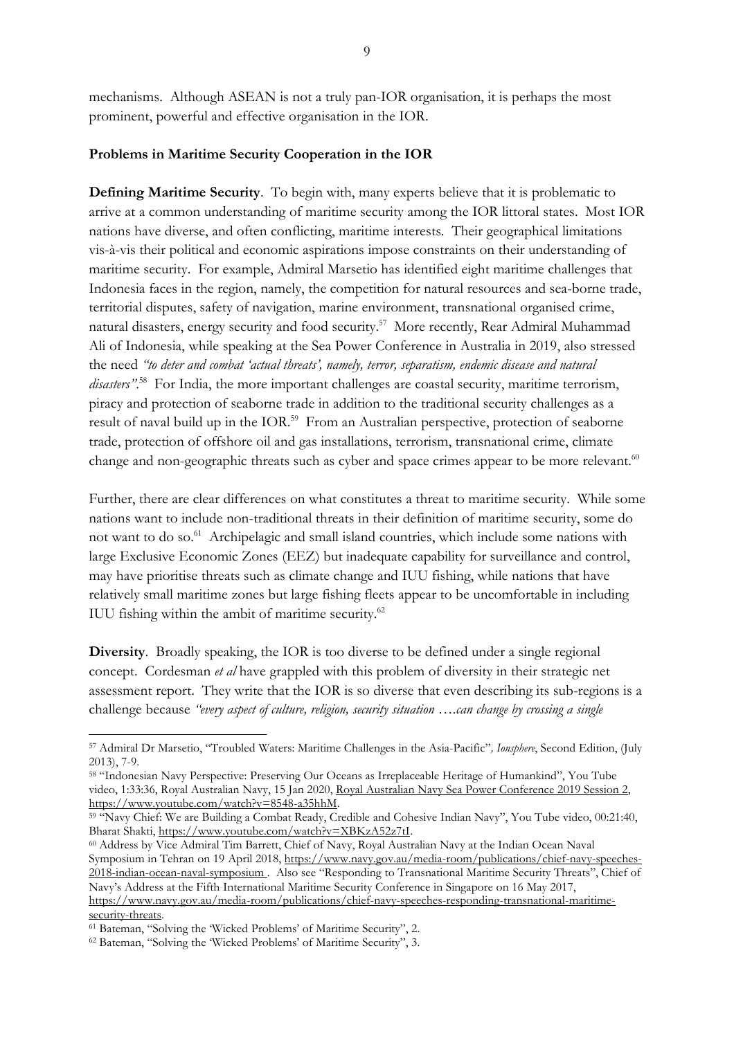mechanisms. Although ASEAN is not a truly pan-IOR organisation, it is perhaps the most prominent, powerful and effective organisation in the IOR.

**Problems in Maritime Security Cooperation in the IOR**

**Defining Maritime Security**. To begin with, many experts believe that it is problematic to arrive at a common understanding of maritime security among the IOR littoral states. Most IOR nations have diverse, and often conflicting, maritime interests. Their geographical limitations vis-à-vis their political and economic aspirations impose constraints on their understanding of maritime security. For example, Admiral Marsetio has identified eight maritime challenges that Indonesia faces in the region, namely, the competition for natural resources and sea-borne trade, territorial disputes, safety of navigation, marine environment, transnational organised crime, natural disasters, energy security and food security.[57] More recently, Rear Admiral Muhammad Ali of Indonesia, while speaking at the Sea Power Conference in Australia in 2019, also stressed the need *"to deter and combat 'actual threats', namely, terror, separatism, endemic disease and natural disasters"*.[58] For India, the more important challenges are coastal security, maritime terrorism, piracy and protection of seaborne trade in addition to the traditional security challenges as a result of naval build up in the IOR.[59] From an Australian perspective, protection of seaborne trade, protection of offshore oil and gas installations, terrorism, transnational crime, climate change and non-geographic threats such as cyber and space crimes appear to be more relevant.[60]

Further, there are clear differences on what constitutes a threat to maritime security. While some nations want to include non-traditional threats in their definition of maritime security, some do not want to do so.[61] Archipelagic and small island countries, which include some nations with large Exclusive Economic Zones (EEZ) but inadequate capability for surveillance and control, may have prioritise threats such as climate change and IUU fishing, while nations that have relatively small maritime zones but large fishing fleets appear to be uncomfortable in including IUU fishing within the ambit of maritime security.[62]

**Diversity**. Broadly speaking, the IOR is too diverse to be defined under a single regional concept. Cordesman *et al* have grappled with this problem of diversity in their strategic net assessment report. They write that the IOR is so diverse that even describing its sub-regions is a challenge because *"every aspect of culture, religion, security situation ….can change by crossing a single*

---

[57] Admiral Dr Marsetio, "Troubled Waters: Maritime Challenges in the Asia-Pacific", *Ionsphere*, Second Edition, (July 2013), 7-9.

[58] "Indonesian Navy Perspective: Preserving Our Oceans as Irreplaceable Heritage of Humankind", You Tube video, 1:33:36, Royal Australian Navy, 15 Jan 2020, Royal Australian Navy Sea Power Conference 2019 Session 2, https://www.youtube.com/watch?v=8548-a35hhM.

[59] "Navy Chief: We are Building a Combat Ready, Credible and Cohesive Indian Navy", You Tube video, 00:21:40, Bharat Shakti, https://www.youtube.com/watch?v=XBKzA52z7tI.

[60] Address by Vice Admiral Tim Barrett, Chief of Navy, Royal Australian Navy at the Indian Ocean Naval Symposium in Tehran on 19 April 2018, https://www.navy.gov.au/media-room/publications/chief-navy-speeches-2018-indian-ocean-naval-symposium . Also see "Responding to Transnational Maritime Security Threats", Chief of Navy's Address at the Fifth International Maritime Security Conference in Singapore on 16 May 2017, https://www.navy.gov.au/media-room/publications/chief-navy-speeches-responding-transnational-maritime-security-threats.

[61] Bateman, "Solving the 'Wicked Problems' of Maritime Security", 2.

[62] Bateman, "Solving the 'Wicked Problems' of Maritime Security", 3.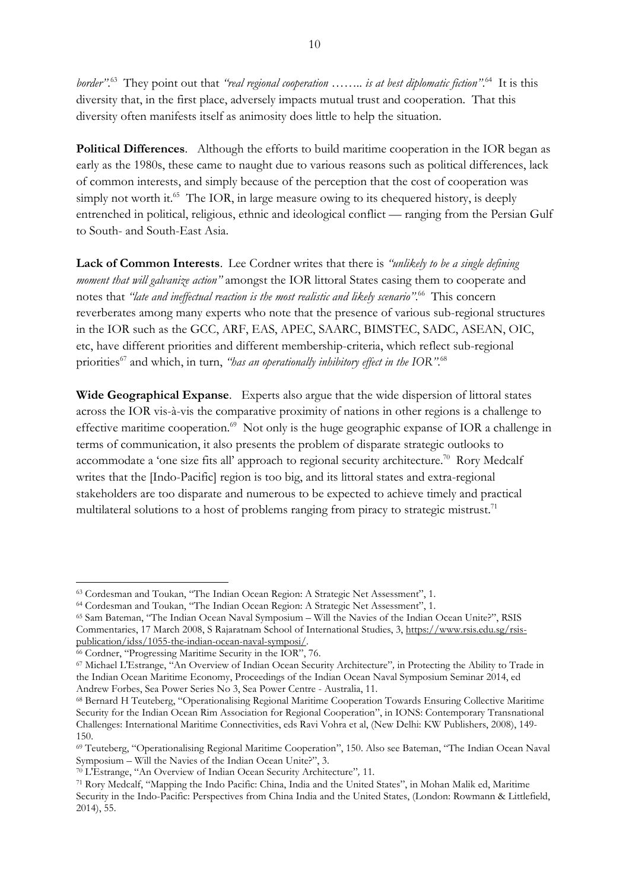*border"*.[63] They point out that *"real regional cooperation …….. is at best diplomatic fiction"*.[64] It is this diversity that, in the first place, adversely impacts mutual trust and cooperation. That this diversity often manifests itself as animosity does little to help the situation.

**Political Differences**. Although the efforts to build maritime cooperation in the IOR began as early as the 1980s, these came to naught due to various reasons such as political differences, lack of common interests, and simply because of the perception that the cost of cooperation was simply not worth it.[65] The IOR, in large measure owing to its chequered history, is deeply entrenched in political, religious, ethnic and ideological conflict — ranging from the Persian Gulf to South- and South-East Asia.

**Lack of Common Interests**. Lee Cordner writes that there is *"unlikely to be a single defining moment that will galvanize action"* amongst the IOR littoral States casing them to cooperate and notes that *"late and ineffectual reaction is the most realistic and likely scenario"*.[66] This concern reverberates among many experts who note that the presence of various sub-regional structures in the IOR such as the GCC, ARF, EAS, APEC, SAARC, BIMSTEC, SADC, ASEAN, OIC, etc, have different priorities and different membership-criteria, which reflect sub-regional priorities[67] and which, in turn, *"has an operationally inhibitory effect in the IOR"*.[68]

**Wide Geographical Expanse**. Experts also argue that the wide dispersion of littoral states across the IOR vis-à-vis the comparative proximity of nations in other regions is a challenge to effective maritime cooperation.[69] Not only is the huge geographic expanse of IOR a challenge in terms of communication, it also presents the problem of disparate strategic outlooks to accommodate a 'one size fits all' approach to regional security architecture.[70] Rory Medcalf writes that the [Indo-Pacific] region is too big, and its littoral states and extra-regional stakeholders are too disparate and numerous to be expected to achieve timely and practical multilateral solutions to a host of problems ranging from piracy to strategic mistrust.[71]

---

[63] Cordesman and Toukan, "The Indian Ocean Region: A Strategic Net Assessment", 1.

[64] Cordesman and Toukan, "The Indian Ocean Region: A Strategic Net Assessment", 1.

[65] Sam Bateman, "The Indian Ocean Naval Symposium – Will the Navies of the Indian Ocean Unite?", RSIS Commentaries, 17 March 2008, S Rajaratnam School of International Studies, 3, https://www.rsis.edu.sg/rsis-publication/idss/1055-the-indian-ocean-naval-symposi/.

[66] Cordner, "Progressing Maritime Security in the IOR", 76.

[67] Michael L'Estrange, "An Overview of Indian Ocean Security Architecture", in Protecting the Ability to Trade in the Indian Ocean Maritime Economy, Proceedings of the Indian Ocean Naval Symposium Seminar 2014, ed Andrew Forbes, Sea Power Series No 3, Sea Power Centre - Australia, 11.

[68] Bernard H Teuteberg, "Operationalising Regional Maritime Cooperation Towards Ensuring Collective Maritime Security for the Indian Ocean Rim Association for Regional Cooperation", in IONS: Contemporary Transnational Challenges: International Maritime Connectivities, eds Ravi Vohra et al, (New Delhi: KW Publishers, 2008), 149-150.

[69] Teuteberg, "Operationalising Regional Maritime Cooperation", 150. Also see Bateman, "The Indian Ocean Naval Symposium – Will the Navies of the Indian Ocean Unite?", 3.

[70] L'Estrange, "An Overview of Indian Ocean Security Architecture", 11.

[71] Rory Medcalf, "Mapping the Indo Pacific: China, India and the United States", in Mohan Malik ed, Maritime Security in the Indo-Pacific: Perspectives from China India and the United States, (London: Rowmann & Littlefield, 2014), 55.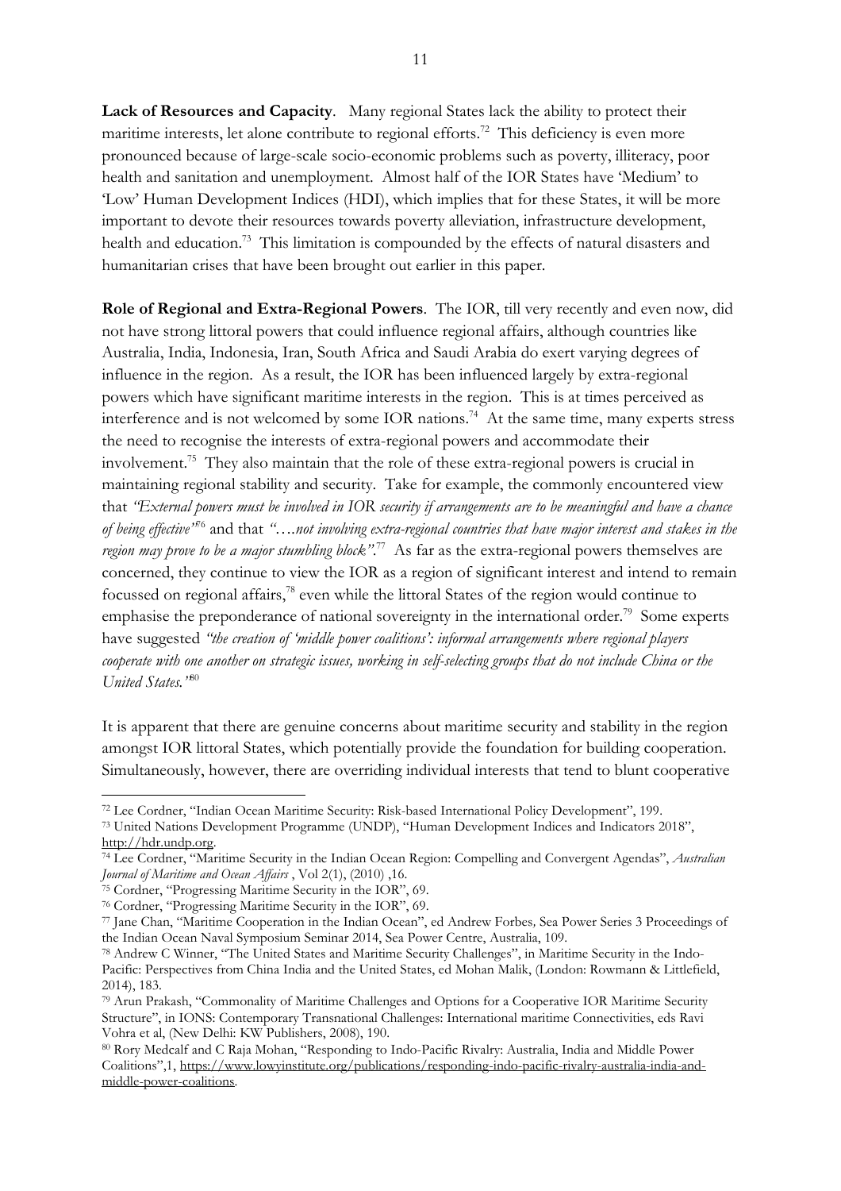**Lack of Resources and Capacity**. Many regional States lack the ability to protect their maritime interests, let alone contribute to regional efforts.[72] This deficiency is even more pronounced because of large-scale socio-economic problems such as poverty, illiteracy, poor health and sanitation and unemployment. Almost half of the IOR States have 'Medium' to 'Low' Human Development Indices (HDI), which implies that for these States, it will be more important to devote their resources towards poverty alleviation, infrastructure development, health and education.[73] This limitation is compounded by the effects of natural disasters and humanitarian crises that have been brought out earlier in this paper.

**Role of Regional and Extra-Regional Powers**. The IOR, till very recently and even now, did not have strong littoral powers that could influence regional affairs, although countries like Australia, India, Indonesia, Iran, South Africa and Saudi Arabia do exert varying degrees of influence in the region. As a result, the IOR has been influenced largely by extra-regional powers which have significant maritime interests in the region. This is at times perceived as interference and is not welcomed by some IOR nations.[74] At the same time, many experts stress the need to recognise the interests of extra-regional powers and accommodate their involvement.[75] They also maintain that the role of these extra-regional powers is crucial in maintaining regional stability and security. Take for example, the commonly encountered view that *"External powers must be involved in IOR security if arrangements are to be meaningful and have a chance of being effective"*[76] and that *"….not involving extra-regional countries that have major interest and stakes in the region may prove to be a major stumbling block"*.[77] As far as the extra-regional powers themselves are concerned, they continue to view the IOR as a region of significant interest and intend to remain focussed on regional affairs,[78] even while the littoral States of the region would continue to emphasise the preponderance of national sovereignty in the international order.[79] Some experts have suggested *"the creation of 'middle power coalitions': informal arrangements where regional players cooperate with one another on strategic issues, working in self-selecting groups that do not include China or the United States."*[80]

It is apparent that there are genuine concerns about maritime security and stability in the region amongst IOR littoral States, which potentially provide the foundation for building cooperation. Simultaneously, however, there are overriding individual interests that tend to blunt cooperative

---

[72] Lee Cordner, "Indian Ocean Maritime Security: Risk-based International Policy Development", 199.

[73] United Nations Development Programme (UNDP), "Human Development Indices and Indicators 2018", http://hdr.undp.org.

[74] Lee Cordner, "Maritime Security in the Indian Ocean Region: Compelling and Convergent Agendas", *Australian Journal of Maritime and Ocean Affairs* , Vol 2(1), (2010) ,16.

[75] Cordner, "Progressing Maritime Security in the IOR", 69.

[76] Cordner, "Progressing Maritime Security in the IOR", 69.

[77] Jane Chan, "Maritime Cooperation in the Indian Ocean", ed Andrew Forbes*,* Sea Power Series 3 Proceedings of the Indian Ocean Naval Symposium Seminar 2014, Sea Power Centre, Australia, 109.

[78] Andrew C Winner, "The United States and Maritime Security Challenges", in Maritime Security in the Indo-Pacific: Perspectives from China India and the United States, ed Mohan Malik, (London: Rowmann & Littlefield, 2014), 183.

[79] Arun Prakash, "Commonality of Maritime Challenges and Options for a Cooperative IOR Maritime Security Structure", in IONS: Contemporary Transnational Challenges: International maritime Connectivities, eds Ravi Vohra et al, (New Delhi: KW Publishers, 2008), 190.

[80] Rory Medcalf and C Raja Mohan, "Responding to Indo-Pacific Rivalry: Australia, India and Middle Power Coalitions",1, https://www.lowyinstitute.org/publications/responding-indo-pacific-rivalry-australia-india-and-middle-power-coalitions.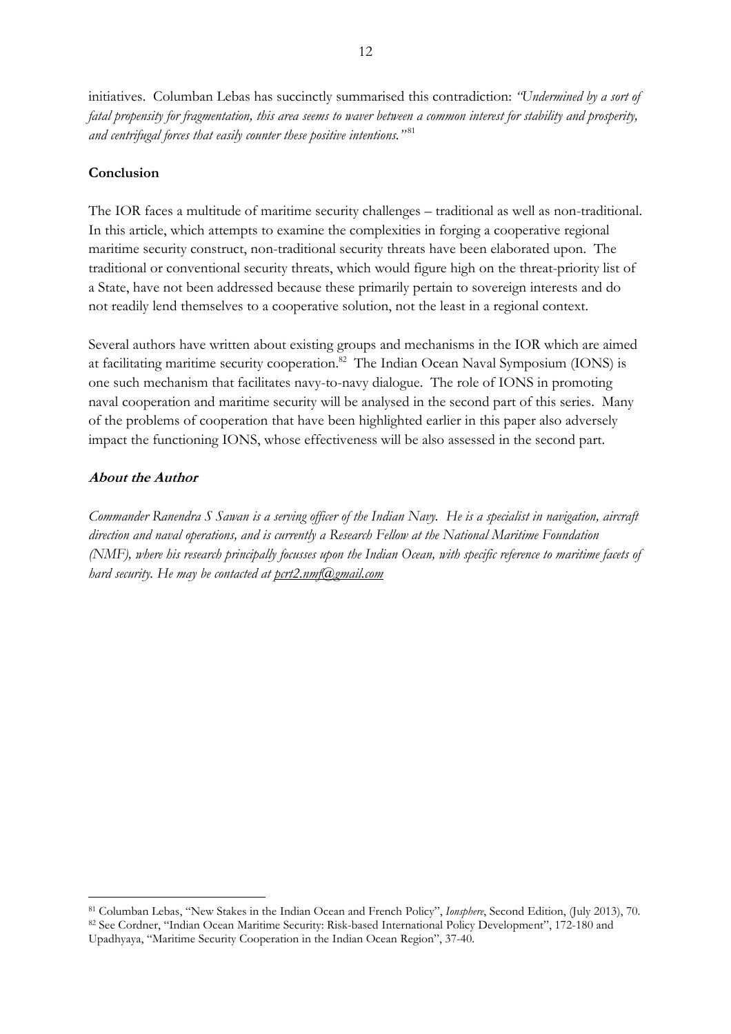initiatives. Columban Lebas has succinctly summarised this contradiction: *"Undermined by a sort of fatal propensity for fragmentation, this area seems to waver between a common interest for stability and prosperity, and centrifugal forces that easily counter these positive intentions."*[81]

**Conclusion**

The IOR faces a multitude of maritime security challenges – traditional as well as non-traditional. In this article, which attempts to examine the complexities in forging a cooperative regional maritime security construct, non-traditional security threats have been elaborated upon. The traditional or conventional security threats, which would figure high on the threat-priority list of a State, have not been addressed because these primarily pertain to sovereign interests and do not readily lend themselves to a cooperative solution, not the least in a regional context.

Several authors have written about existing groups and mechanisms in the IOR which are aimed at facilitating maritime security cooperation.[82] The Indian Ocean Naval Symposium (IONS) is one such mechanism that facilitates navy-to-navy dialogue. The role of IONS in promoting naval cooperation and maritime security will be analysed in the second part of this series. Many of the problems of cooperation that have been highlighted earlier in this paper also adversely impact the functioning IONS, whose effectiveness will be also assessed in the second part.

***About the Author***

*Commander Ranendra S Sawan is a serving officer of the Indian Navy. He is a specialist in navigation, aircraft direction and naval operations, and is currently a Research Fellow at the National Maritime Foundation (NMF), where his research principally focusses upon the Indian Ocean, with specific reference to maritime facets of hard security. He may be contacted at pcrt2.nmf@gmail.com*

---

[81] Columban Lebas, "New Stakes in the Indian Ocean and French Policy", *Ionsphere*, Second Edition, (July 2013), 70.

[82] See Cordner, "Indian Ocean Maritime Security: Risk-based International Policy Development", 172-180 and Upadhyaya, "Maritime Security Cooperation in the Indian Ocean Region", 37-40.